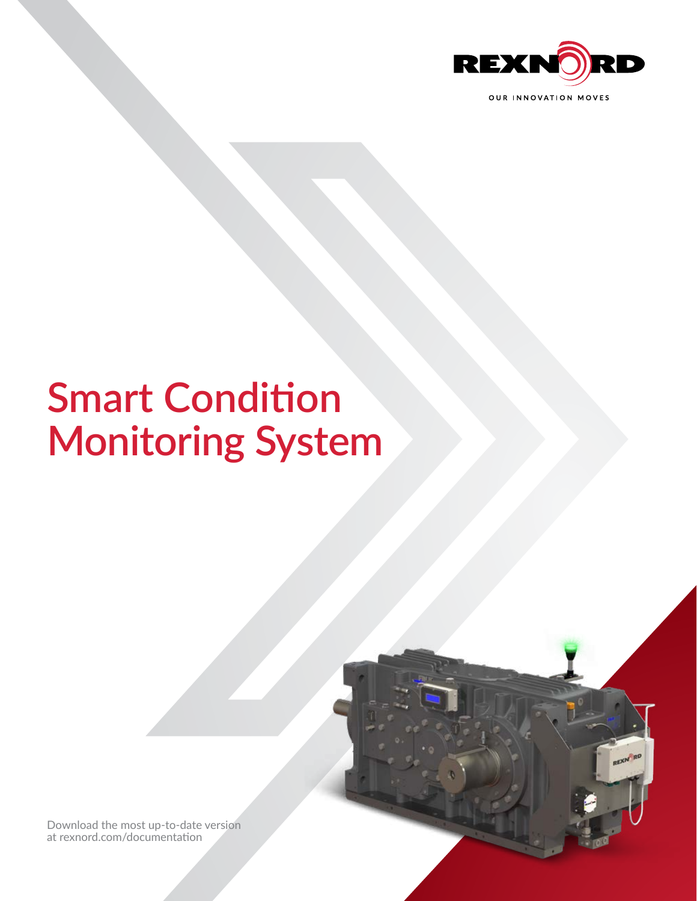REXNORD

OUR INNOVATION MOVES

# Smart Condition Monitoring System

Download the most up-to-date version at rexnord.com/documentation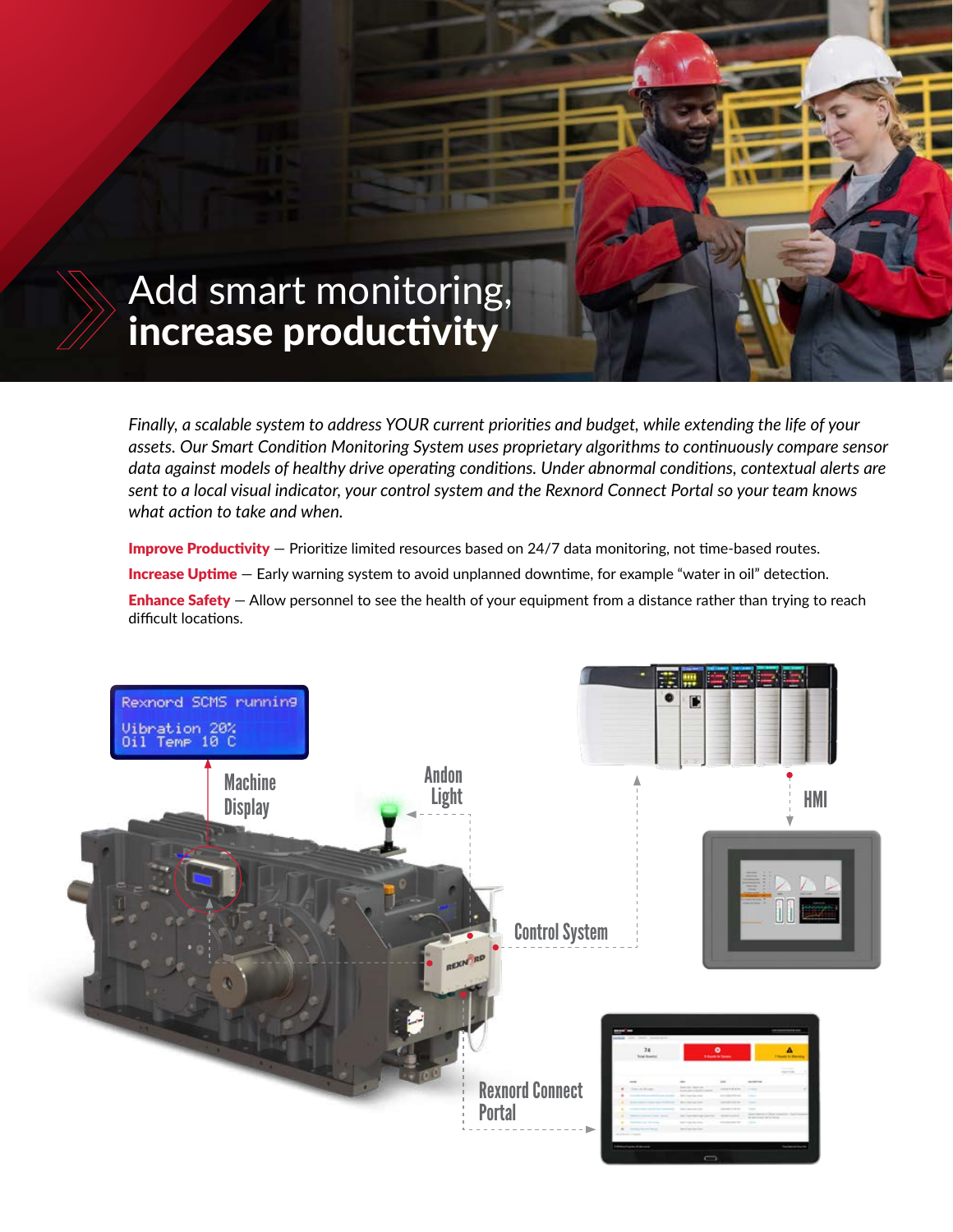# Add smart monitoring, **increase productivity**

*Finally, a scalable system to address YOUR current priorities and budget, while extending the life of your assets. Our Smart Condition Monitoring System uses proprietary algorithms to continuously compare sensor data against models of healthy drive operating conditions. Under abnormal conditions, contextual alerts are sent to a local visual indicator, your control system and the Rexnord Connect Portal so your team knows what action to take and when.*

**Improve Productivity** — Prioritize limited resources based on 24/7 data monitoring, not time-based routes.

**Increase Uptime** — Early warning system to avoid unplanned downtime, for example "water in oil" detection.

**Enhance Safety** — Allow personnel to see the health of your equipment from a distance rather than trying to reach difficult locations.

Rexnord SCMS running
Vibration 20%
Oil Temp 10 C

Machine Display

Andon Light

HMI

Control System

Rexnord Connect Portal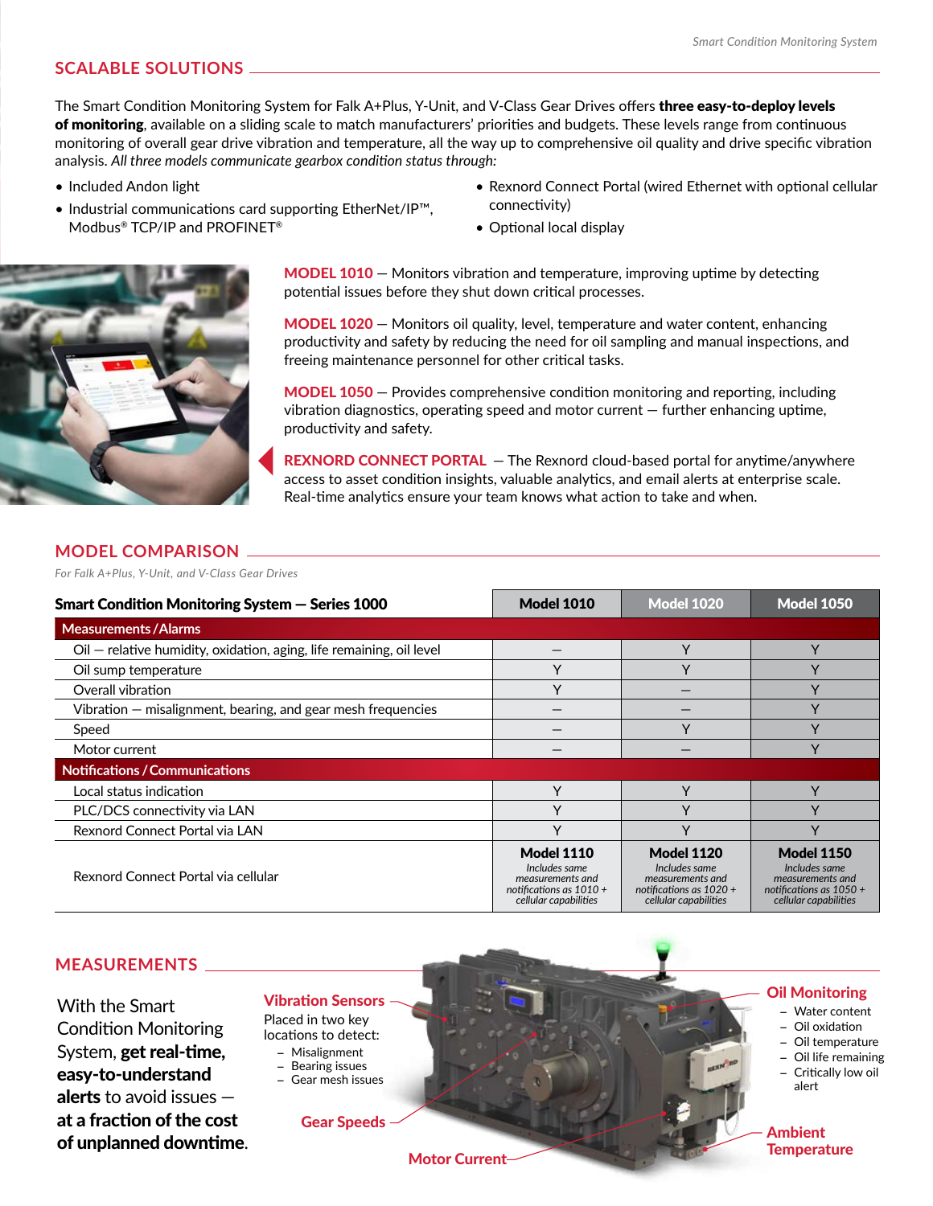## SCALABLE SOLUTIONS

The Smart Condition Monitoring System for Falk A+Plus, Y-Unit, and V-Class Gear Drives offers **three easy-to-deploy levels of monitoring**, available on a sliding scale to match manufacturers' priorities and budgets. These levels range from continuous monitoring of overall gear drive vibration and temperature, all the way up to comprehensive oil quality and drive specific vibration analysis. *All three models communicate gearbox condition status through:*

- Included Andon light
- Industrial communications card supporting EtherNet/IP™, Modbus® TCP/IP and PROFINET®
- Rexnord Connect Portal (wired Ethernet with optional cellular connectivity)
- Optional local display

**MODEL 1010** — Monitors vibration and temperature, improving uptime by detecting potential issues before they shut down critical processes.

**MODEL 1020** — Monitors oil quality, level, temperature and water content, enhancing productivity and safety by reducing the need for oil sampling and manual inspections, and freeing maintenance personnel for other critical tasks.

**MODEL 1050** — Provides comprehensive condition monitoring and reporting, including vibration diagnostics, operating speed and motor current — further enhancing uptime, productivity and safety.

**REXNORD CONNECT PORTAL** — The Rexnord cloud-based portal for anytime/anywhere access to asset condition insights, valuable analytics, and email alerts at enterprise scale. Real-time analytics ensure your team knows what action to take and when.

## MODEL COMPARISON

*For Falk A+Plus, Y-Unit, and V-Class Gear Drives*

| Smart Condition Monitoring System — Series 1000 | Model 1010 | Model 1020 | Model 1050 |
|---|---|---|---|
| **Measurements / Alarms** | | | |
| Oil — relative humidity, oxidation, aging, life remaining, oil level | – | Y | Y |
| Oil sump temperature | Y | Y | Y |
| Overall vibration | Y | – | Y |
| Vibration — misalignment, bearing, and gear mesh frequencies | – | – | Y |
| Speed | – | Y | Y |
| Motor current | – | – | Y |
| **Notifications / Communications** | | | |
| Local status indication | Y | Y | Y |
| PLC/DCS connectivity via LAN | Y | Y | Y |
| Rexnord Connect Portal via LAN | Y | Y | Y |
| Rexnord Connect Portal via cellular | **Model 1110** *Includes same measurements and notifications as 1010 + cellular capabilities* | **Model 1120** *Includes same measurements and notifications as 1020 + cellular capabilities* | **Model 1150** *Includes same measurements and notifications as 1050 + cellular capabilities* |

## MEASUREMENTS

With the Smart Condition Monitoring System, **get real-time, easy-to-understand alerts** to avoid issues — **at a fraction of the cost of unplanned downtime**.

**Vibration Sensors**
Placed in two key locations to detect:
- Misalignment
- Bearing issues
- Gear mesh issues

**Gear Speeds**

**Motor Current**

**Oil Monitoring**
- Water content
- Oil oxidation
- Oil temperature
- Oil life remaining
- Critically low oil alert

**Ambient Temperature**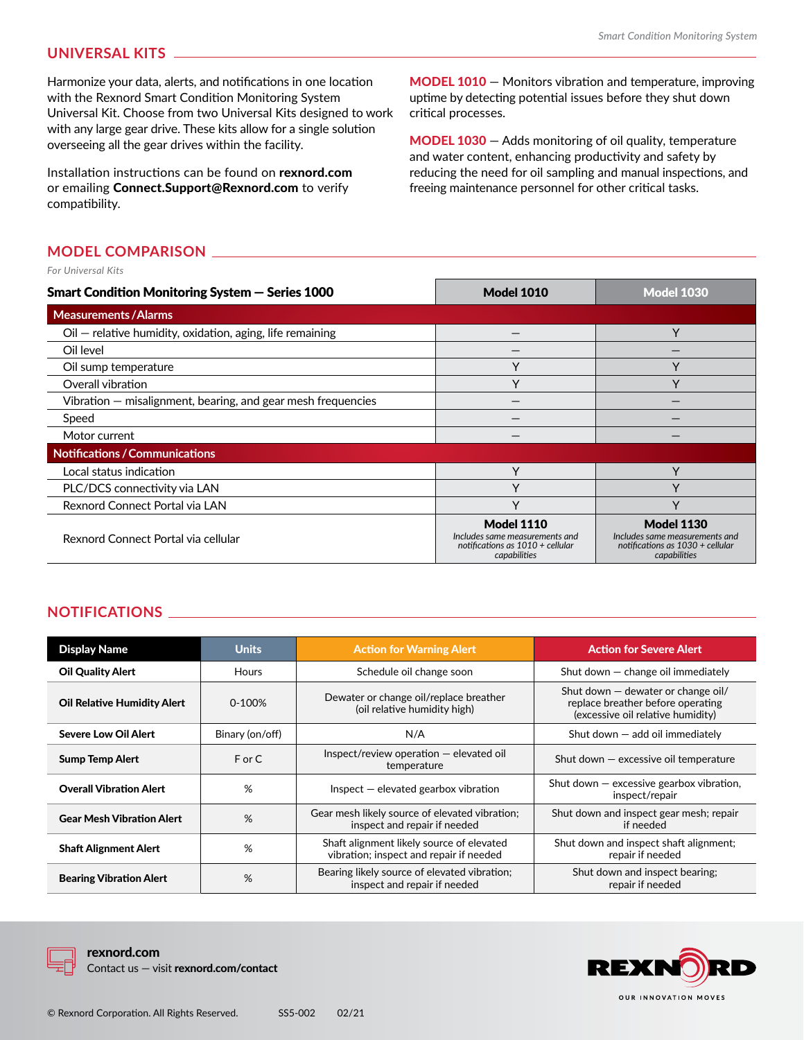## UNIVERSAL KITS

Harmonize your data, alerts, and notifications in one location with the Rexnord Smart Condition Monitoring System Universal Kit. Choose from two Universal Kits designed to work with any large gear drive. These kits allow for a single solution overseeing all the gear drives within the facility.

Installation instructions can be found on **rexnord.com** or emailing **Connect.Support@Rexnord.com** to verify compatibility.

**MODEL 1010** — Monitors vibration and temperature, improving uptime by detecting potential issues before they shut down critical processes.

**MODEL 1030** — Adds monitoring of oil quality, temperature and water content, enhancing productivity and safety by reducing the need for oil sampling and manual inspections, and freeing maintenance personnel for other critical tasks.

## MODEL COMPARISON

*For Universal Kits*

| Smart Condition Monitoring System — Series 1000 | Model 1010 | Model 1030 |
|---|---|---|
| **Measurements / Alarms** | | |
| Oil — relative humidity, oxidation, aging, life remaining | – | Y |
| Oil level | – | – |
| Oil sump temperature | Y | Y |
| Overall vibration | Y | Y |
| Vibration — misalignment, bearing, and gear mesh frequencies | – | – |
| Speed | – | – |
| Motor current | – | – |
| **Notifications / Communications** | | |
| Local status indication | Y | Y |
| PLC/DCS connectivity via LAN | Y | Y |
| Rexnord Connect Portal via LAN | Y | Y |
| Rexnord Connect Portal via cellular | **Model 1110** *Includes same measurements and notifications as 1010 + cellular capabilities* | **Model 1130** *Includes same measurements and notifications as 1030 + cellular capabilities* |

## NOTIFICATIONS

| Display Name | Units | Action for Warning Alert | Action for Severe Alert |
|---|---|---|---|
| **Oil Quality Alert** | Hours | Schedule oil change soon | Shut down — change oil immediately |
| **Oil Relative Humidity Alert** | 0-100% | Dewater or change oil/replace breather (oil relative humidity high) | Shut down — dewater or change oil/ replace breather before operating (excessive oil relative humidity) |
| **Severe Low Oil Alert** | Binary (on/off) | N/A | Shut down — add oil immediately |
| **Sump Temp Alert** | F or C | Inspect/review operation — elevated oil temperature | Shut down — excessive oil temperature |
| **Overall Vibration Alert** | % | Inspect — elevated gearbox vibration | Shut down — excessive gearbox vibration, inspect/repair |
| **Gear Mesh Vibration Alert** | % | Gear mesh likely source of elevated vibration; inspect and repair if needed | Shut down and inspect gear mesh; repair if needed |
| **Shaft Alignment Alert** | % | Shaft alignment likely source of elevated vibration; inspect and repair if needed | Shut down and inspect shaft alignment; repair if needed |
| **Bearing Vibration Alert** | % | Bearing likely source of elevated vibration; inspect and repair if needed | Shut down and inspect bearing; repair if needed |

**rexnord.com**
Contact us — visit **rexnord.com/contact**

REXNORD
OUR INNOVATION MOVES

© Rexnord Corporation. All Rights Reserved. SS5-002 02/21